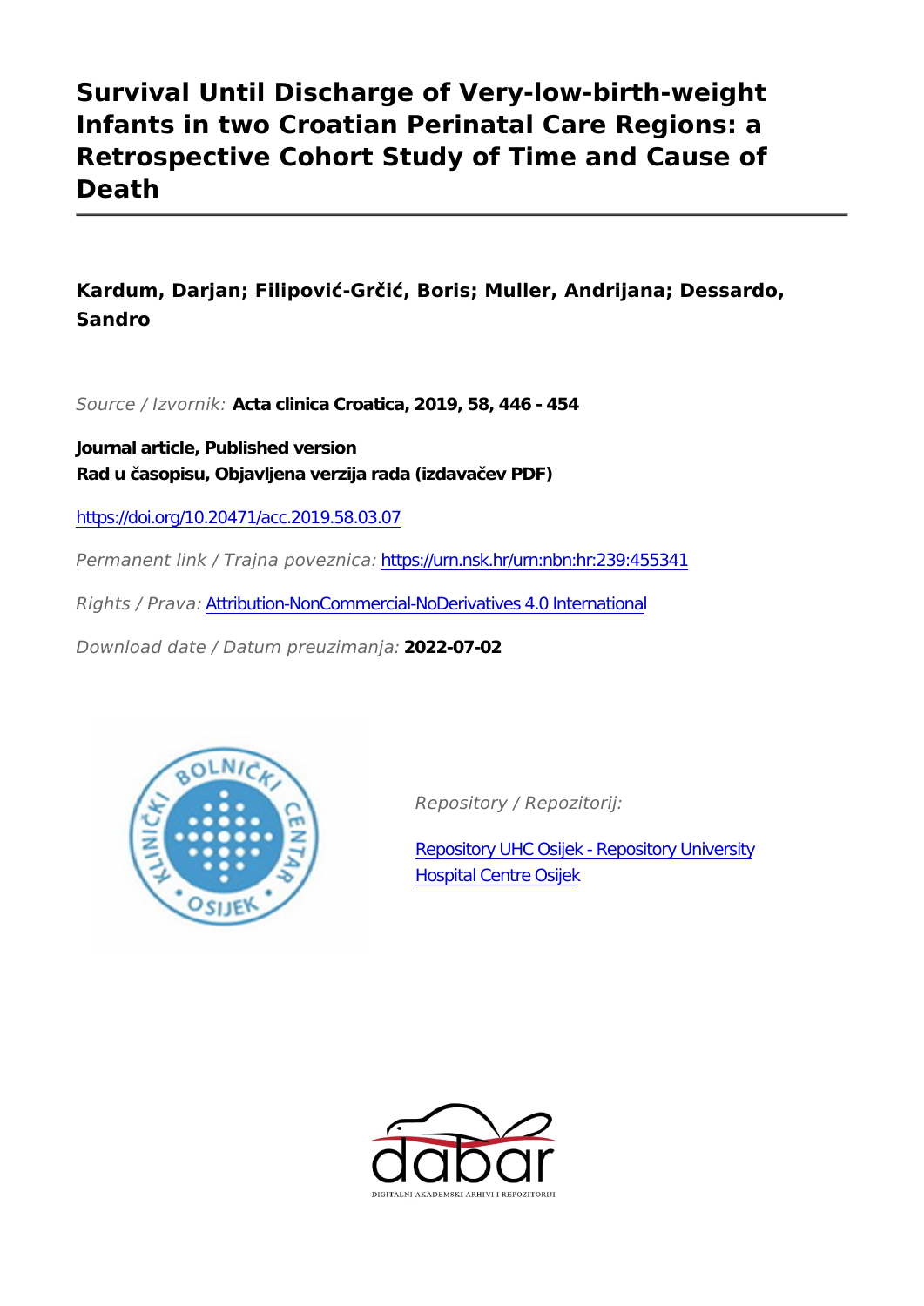# Survival Until Discharge of Very-low-birth-weight Infants in two Croatian Perinatal Care Regions: a Retrospective Cohort Study of Time and Cause of Death

**Kardum, Darjan; Filipović-Grčić, Boris; Muller, Andrijana; Dessardo, Sandro**

*Source / Izvornik:* **Acta clinica Croatica, 2019, 58, 446 - 454**

**Journal article, Published version**
**Rad u časopisu, Objavljena verzija rada (izdavačev PDF)**

https://doi.org/10.20471/acc.2019.58.03.07

*Permanent link / Trajna poveznica:* https://urn.nsk.hr/urn:nbn:hr:239:455341

*Rights / Prava:* Attribution-NonCommercial-NoDerivatives 4.0 International

*Download date / Datum preuzimanja:* **2022-07-02**

*Repository / Repozitorij:*

Repository UHC Osijek - Repository University Hospital Centre Osijek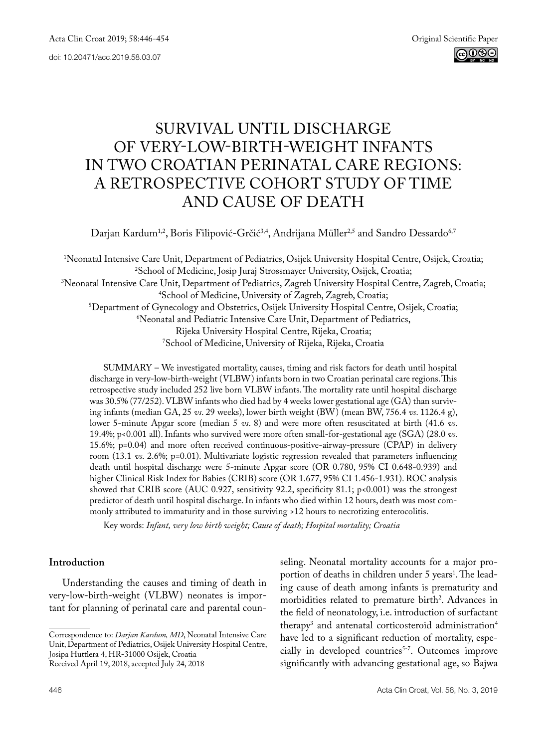# SURVIVAL UNTIL DISCHARGE OF VERY-LOW-BIRTH-WEIGHT INFANTS IN TWO CROATIAN PERINATAL CARE REGIONS: A RETROSPECTIVE COHORT STUDY OF TIME AND CAUSE OF DEATH

Darjan Kardum[1,2], Boris Filipović-Grčić[3,4], Andrijana Müller[2,5] and Sandro Dessardo[6,7]

[1]Neonatal Intensive Care Unit, Department of Pediatrics, Osijek University Hospital Centre, Osijek, Croatia;
[2]School of Medicine, Josip Juraj Strossmayer University, Osijek, Croatia;
[3]Neonatal Intensive Care Unit, Department of Pediatrics, Zagreb University Hospital Centre, Zagreb, Croatia;
[4]School of Medicine, University of Zagreb, Zagreb, Croatia;
[5]Department of Gynecology and Obstetrics, Osijek University Hospital Centre, Osijek, Croatia;
[6]Neonatal and Pediatric Intensive Care Unit, Department of Pediatrics, Rijeka University Hospital Centre, Rijeka, Croatia;
[7]School of Medicine, University of Rijeka, Rijeka, Croatia

SUMMARY – We investigated mortality, causes, timing and risk factors for death until hospital discharge in very-low-birth-weight (VLBW) infants born in two Croatian perinatal care regions. This retrospective study included 252 live born VLBW infants. The mortality rate until hospital discharge was 30.5% (77/252). VLBW infants who died had by 4 weeks lower gestational age (GA) than surviving infants (median GA, 25 *vs*. 29 weeks), lower birth weight (BW) (mean BW, 756.4 *vs*. 1126.4 g), lower 5-minute Apgar score (median 5 *vs*. 8) and were more often resuscitated at birth (41.6 *vs*. 19.4%; p<0.001 all). Infants who survived were more often small-for-gestational age (SGA) (28.0 *vs*. 15.6%; p=0.04) and more often received continuous-positive-airway-pressure (CPAP) in delivery room (13.1 *vs*. 2.6%; p=0.01). Multivariate logistic regression revealed that parameters influencing death until hospital discharge were 5-minute Apgar score (OR 0.780, 95% CI 0.648-0.939) and higher Clinical Risk Index for Babies (CRIB) score (OR 1.677, 95% CI 1.456-1.931). ROC analysis showed that CRIB score (AUC 0.927, sensitivity 92.2, specificity 81.1; p<0.001) was the strongest predictor of death until hospital discharge. In infants who died within 12 hours, death was most commonly attributed to immaturity and in those surviving >12 hours to necrotizing enterocolitis.

Key words: *Infant, very low birth weight; Cause of death; Hospital mortality; Croatia*

## Introduction

Understanding the causes and timing of death in very-low-birth-weight (VLBW) neonates is important for planning of perinatal care and parental counseling. Neonatal mortality accounts for a major proportion of deaths in children under 5 years[1]. The leading cause of death among infants is prematurity and morbidities related to premature birth[2]. Advances in the field of neonatology, i.e. introduction of surfactant therapy[3] and antenatal corticosteroid administration[4] have led to a significant reduction of mortality, especially in developed countries[5-7]. Outcomes improve significantly with advancing gestational age, so Bajwa

Correspondence to: *Darjan Kardum, MD*, Neonatal Intensive Care Unit, Department of Pediatrics, Osijek University Hospital Centre, Josipa Huttlera 4, HR-31000 Osijek, Croatia
Received April 19, 2018, accepted July 24, 2018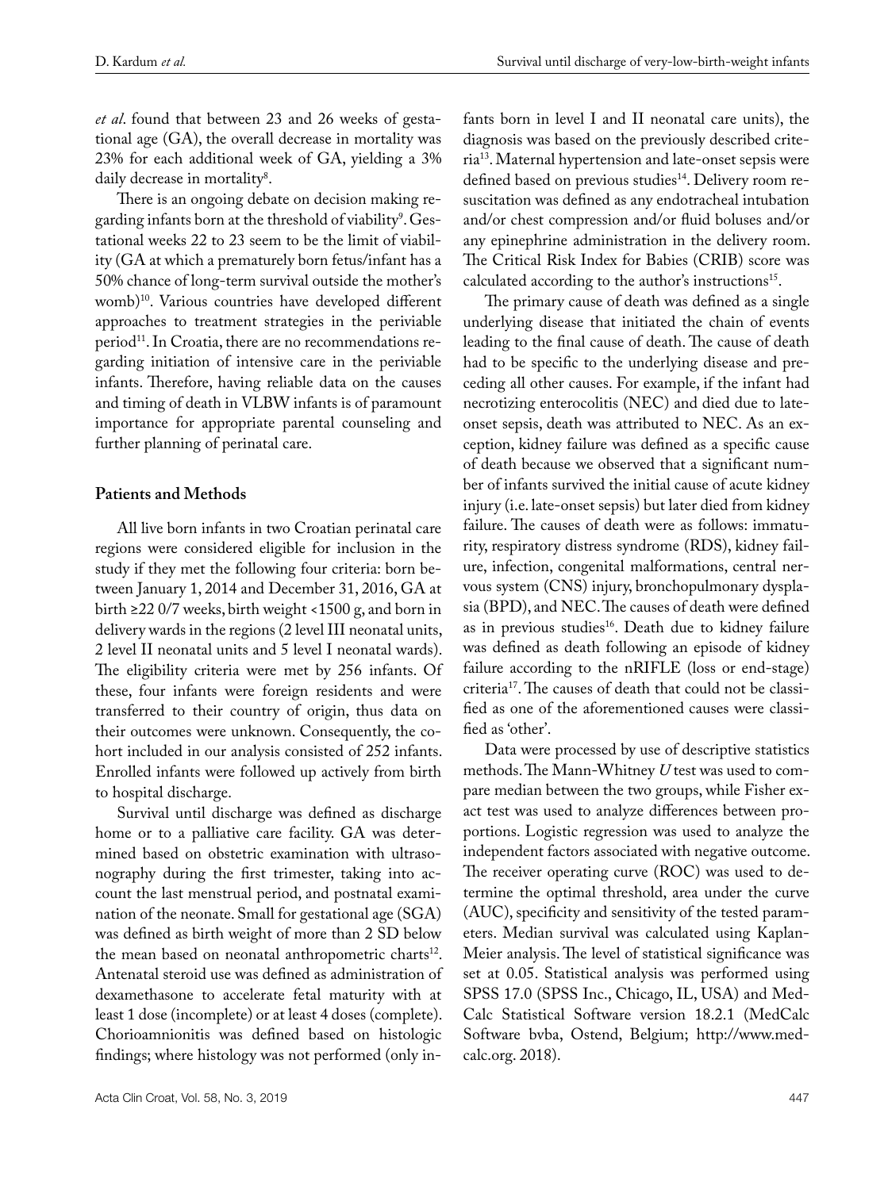*et al*. found that between 23 and 26 weeks of gestational age (GA), the overall decrease in mortality was 23% for each additional week of GA, yielding a 3% daily decrease in mortality[8].

There is an ongoing debate on decision making regarding infants born at the threshold of viability[9]. Gestational weeks 22 to 23 seem to be the limit of viability (GA at which a prematurely born fetus/infant has a 50% chance of long-term survival outside the mother's womb)[10]. Various countries have developed different approaches to treatment strategies in the periviable period[11]. In Croatia, there are no recommendations regarding initiation of intensive care in the periviable infants. Therefore, having reliable data on the causes and timing of death in VLBW infants is of paramount importance for appropriate parental counseling and further planning of perinatal care.

## Patients and Methods

All live born infants in two Croatian perinatal care regions were considered eligible for inclusion in the study if they met the following four criteria: born between January 1, 2014 and December 31, 2016, GA at birth ≥22 0/7 weeks, birth weight <1500 g, and born in delivery wards in the regions (2 level III neonatal units, 2 level II neonatal units and 5 level I neonatal wards). The eligibility criteria were met by 256 infants. Of these, four infants were foreign residents and were transferred to their country of origin, thus data on their outcomes were unknown. Consequently, the cohort included in our analysis consisted of 252 infants. Enrolled infants were followed up actively from birth to hospital discharge.

Survival until discharge was defined as discharge home or to a palliative care facility. GA was determined based on obstetric examination with ultrasonography during the first trimester, taking into account the last menstrual period, and postnatal examination of the neonate. Small for gestational age (SGA) was defined as birth weight of more than 2 SD below the mean based on neonatal anthropometric charts[12]. Antenatal steroid use was defined as administration of dexamethasone to accelerate fetal maturity with at least 1 dose (incomplete) or at least 4 doses (complete). Chorioamnionitis was defined based on histologic findings; where histology was not performed (only infants born in level I and II neonatal care units), the diagnosis was based on the previously described criteria[13]. Maternal hypertension and late-onset sepsis were defined based on previous studies[14]. Delivery room resuscitation was defined as any endotracheal intubation and/or chest compression and/or fluid boluses and/or any epinephrine administration in the delivery room. The Critical Risk Index for Babies (CRIB) score was calculated according to the author's instructions[15].

The primary cause of death was defined as a single underlying disease that initiated the chain of events leading to the final cause of death. The cause of death had to be specific to the underlying disease and preceding all other causes. For example, if the infant had necrotizing enterocolitis (NEC) and died due to late-onset sepsis, death was attributed to NEC. As an exception, kidney failure was defined as a specific cause of death because we observed that a significant number of infants survived the initial cause of acute kidney injury (i.e. late-onset sepsis) but later died from kidney failure. The causes of death were as follows: immaturity, respiratory distress syndrome (RDS), kidney failure, infection, congenital malformations, central nervous system (CNS) injury, bronchopulmonary dysplasia (BPD), and NEC. The causes of death were defined as in previous studies[16]. Death due to kidney failure was defined as death following an episode of kidney failure according to the nRIFLE (loss or end-stage) criteria[17]. The causes of death that could not be classified as one of the aforementioned causes were classified as 'other'.

Data were processed by use of descriptive statistics methods. The Mann-Whitney *U* test was used to compare median between the two groups, while Fisher exact test was used to analyze differences between proportions. Logistic regression was used to analyze the independent factors associated with negative outcome. The receiver operating curve (ROC) was used to determine the optimal threshold, area under the curve (AUC), specificity and sensitivity of the tested parameters. Median survival was calculated using Kaplan-Meier analysis. The level of statistical significance was set at 0.05. Statistical analysis was performed using SPSS 17.0 (SPSS Inc., Chicago, IL, USA) and MedCalc Statistical Software version 18.2.1 (MedCalc Software bvba, Ostend, Belgium; http://www.medcalc.org. 2018).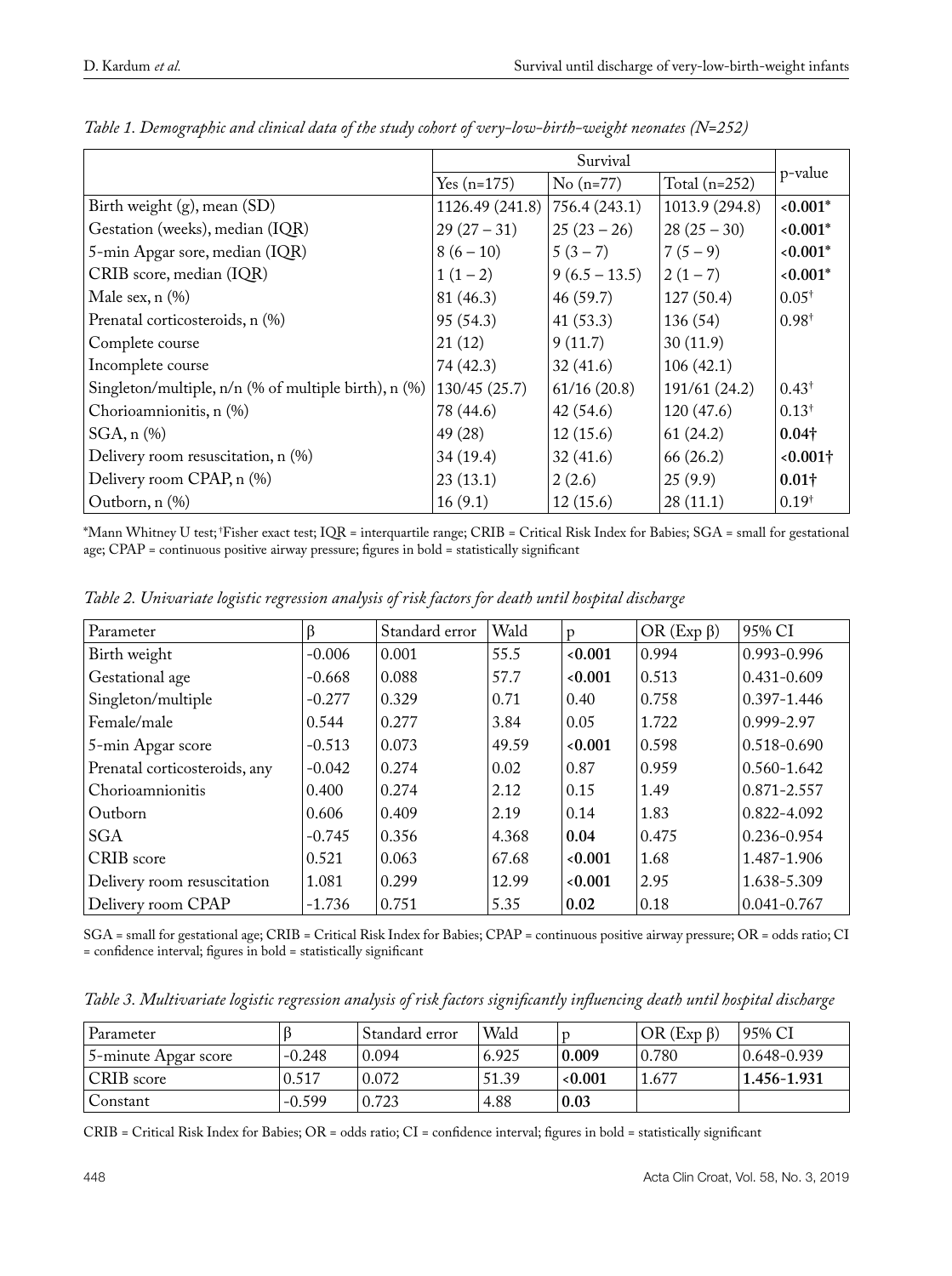*Table 1. Demographic and clinical data of the study cohort of very-low-birth-weight neonates (N=252)*

| | Survival | | | p-value |
|---|---|---|---|---|
| | Yes (n=175) | No (n=77) | Total (n=252) | |
| Birth weight (g), mean (SD) | 1126.49 (241.8) | 756.4 (243.1) | 1013.9 (294.8) | **<0.001*** |
| Gestation (weeks), median (IQR) | 29 (27 – 31) | 25 (23 – 26) | 28 (25 – 30) | **<0.001*** |
| 5-min Apgar sore, median (IQR) | 8 (6 – 10) | 5 (3 – 7) | 7 (5 – 9) | **<0.001*** |
| CRIB score, median (IQR) | 1 (1 – 2) | 9 (6.5 – 13.5) | 2 (1 – 7) | **<0.001*** |
| Male sex, n (%) | 81 (46.3) | 46 (59.7) | 127 (50.4) | 0.05[†] |
| Prenatal corticosteroids, n (%) | 95 (54.3) | 41 (53.3) | 136 (54) | 0.98[†] |
| Complete course | 21 (12) | 9 (11.7) | 30 (11.9) | |
| Incomplete course | 74 (42.3) | 32 (41.6) | 106 (42.1) | |
| Singleton/multiple, n/n (% of multiple birth), n (%) | 130/45 (25.7) | 61/16 (20.8) | 191/61 (24.2) | 0.43[†] |
| Chorioamnionitis, n (%) | 78 (44.6) | 42 (54.6) | 120 (47.6) | 0.13[†] |
| SGA, n (%) | 49 (28) | 12 (15.6) | 61 (24.2) | **0.04†** |
| Delivery room resuscitation, n (%) | 34 (19.4) | 32 (41.6) | 66 (26.2) | **<0.001†** |
| Delivery room CPAP, n (%) | 23 (13.1) | 2 (2.6) | 25 (9.9) | **0.01†** |
| Outborn, n (%) | 16 (9.1) | 12 (15.6) | 28 (11.1) | 0.19[†] |

*Mann Whitney U test; †Fisher exact test; IQR = interquartile range; CRIB = Critical Risk Index for Babies; SGA = small for gestational age; CPAP = continuous positive airway pressure; figures in bold = statistically significant

*Table 2. Univariate logistic regression analysis of risk factors for death until hospital discharge*

| Parameter | β | Standard error | Wald | p | OR (Exp β) | 95% CI |
|---|---|---|---|---|---|---|
| Birth weight | -0.006 | 0.001 | 55.5 | **<0.001** | 0.994 | 0.993-0.996 |
| Gestational age | -0.668 | 0.088 | 57.7 | **<0.001** | 0.513 | 0.431-0.609 |
| Singleton/multiple | -0.277 | 0.329 | 0.71 | 0.40 | 0.758 | 0.397-1.446 |
| Female/male | 0.544 | 0.277 | 3.84 | 0.05 | 1.722 | 0.999-2.97 |
| 5-min Apgar score | -0.513 | 0.073 | 49.59 | **<0.001** | 0.598 | 0.518-0.690 |
| Prenatal corticosteroids, any | -0.042 | 0.274 | 0.02 | 0.87 | 0.959 | 0.560-1.642 |
| Chorioamnionitis | 0.400 | 0.274 | 2.12 | 0.15 | 1.49 | 0.871-2.557 |
| Outborn | 0.606 | 0.409 | 2.19 | 0.14 | 1.83 | 0.822-4.092 |
| SGA | -0.745 | 0.356 | 4.368 | **0.04** | 0.475 | 0.236-0.954 |
| CRIB score | 0.521 | 0.063 | 67.68 | **<0.001** | 1.68 | 1.487-1.906 |
| Delivery room resuscitation | 1.081 | 0.299 | 12.99 | **<0.001** | 2.95 | 1.638-5.309 |
| Delivery room CPAP | -1.736 | 0.751 | 5.35 | **0.02** | 0.18 | 0.041-0.767 |

SGA = small for gestational age; CRIB = Critical Risk Index for Babies; CPAP = continuous positive airway pressure; OR = odds ratio; CI = confidence interval; figures in bold = statistically significant

*Table 3. Multivariate logistic regression analysis of risk factors significantly influencing death until hospital discharge*

| Parameter | β | Standard error | Wald | p | OR (Exp β) | 95% CI |
|---|---|---|---|---|---|---|
| 5-minute Apgar score | -0.248 | 0.094 | 6.925 | **0.009** | 0.780 | 0.648-0.939 |
| CRIB score | 0.517 | 0.072 | 51.39 | **<0.001** | 1.677 | **1.456-1.931** |
| Constant | -0.599 | 0.723 | 4.88 | **0.03** | | |

CRIB = Critical Risk Index for Babies; OR = odds ratio; CI = confidence interval; figures in bold = statistically significant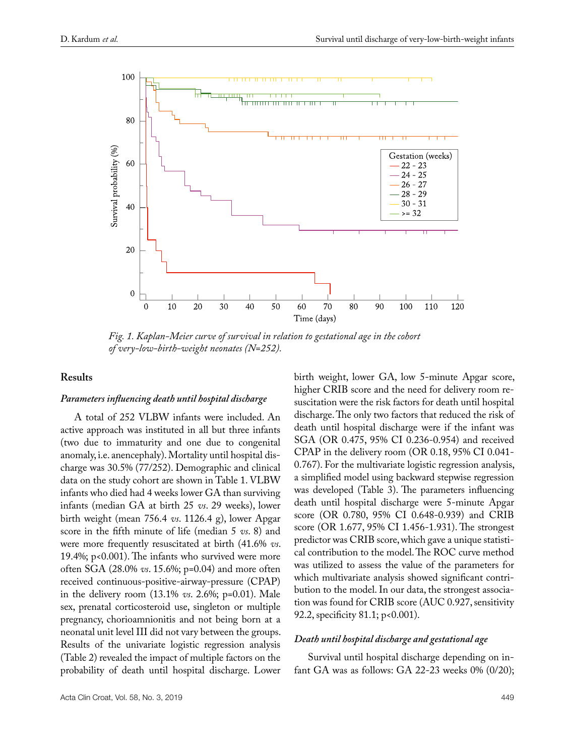100
80
60
40
20
0
Survival probability (%)
0 10 20 30 40 50 60 70 80 90 100 110 120
Time (days)
Gestation (weeks)
— 22 - 23
— 24 - 25
— 26 - 27
— 28 - 29
— 30 - 31
— >= 32

*Fig. 1. Kaplan-Meier curve of survival in relation to gestational age in the cohort of very-low-birth-weight neonates (N=252).*

## Results

### *Parameters influencing death until hospital discharge*

A total of 252 VLBW infants were included. An active approach was instituted in all but three infants (two due to immaturity and one due to congenital anomaly, i.e. anencephaly). Mortality until hospital discharge was 30.5% (77/252). Demographic and clinical data on the study cohort are shown in Table 1. VLBW infants who died had 4 weeks lower GA than surviving infants (median GA at birth 25 *vs*. 29 weeks), lower birth weight (mean 756.4 *vs*. 1126.4 g), lower Apgar score in the fifth minute of life (median 5 *vs*. 8) and were more frequently resuscitated at birth (41.6% *vs*. 19.4%; p<0.001). The infants who survived were more often SGA (28.0% *vs*. 15.6%; p=0.04) and more often received continuous-positive-airway-pressure (CPAP) in the delivery room (13.1% *vs*. 2.6%; p=0.01). Male sex, prenatal corticosteroid use, singleton or multiple pregnancy, chorioamnionitis and not being born at a neonatal unit level III did not vary between the groups. Results of the univariate logistic regression analysis (Table 2) revealed the impact of multiple factors on the probability of death until hospital discharge. Lower birth weight, lower GA, low 5-minute Apgar score, higher CRIB score and the need for delivery room resuscitation were the risk factors for death until hospital discharge. The only two factors that reduced the risk of death until hospital discharge were if the infant was SGA (OR 0.475, 95% CI 0.236-0.954) and received CPAP in the delivery room (OR 0.18, 95% CI 0.041-0.767). For the multivariate logistic regression analysis, a simplified model using backward stepwise regression was developed (Table 3). The parameters influencing death until hospital discharge were 5-minute Apgar score (OR 0.780, 95% CI 0.648-0.939) and CRIB score (OR 1.677, 95% CI 1.456-1.931). The strongest predictor was CRIB score, which gave a unique statistical contribution to the model. The ROC curve method was utilized to assess the value of the parameters for which multivariate analysis showed significant contribution to the model. In our data, the strongest association was found for CRIB score (AUC 0.927, sensitivity 92.2, specificity 81.1; p<0.001).

### *Death until hospital discharge and gestational age*

Survival until hospital discharge depending on infant GA was as follows: GA 22-23 weeks 0% (0/20);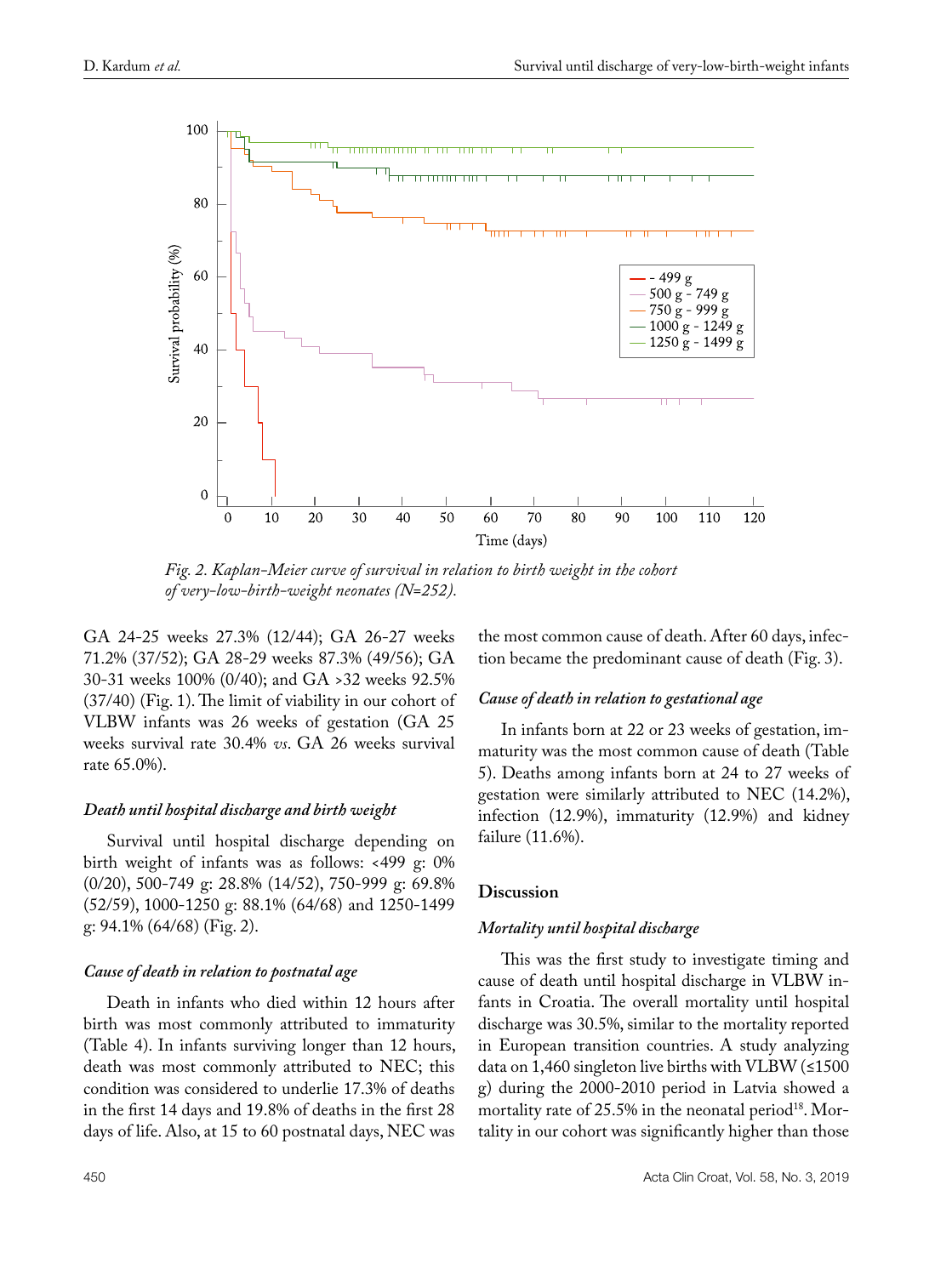100

80

60

40

20

0

0 10 20 30 40 50 60 70 80 90 100 110 120

Time (days)

Survival probability (%)

- 499 g
500 g - 749 g
750 g - 999 g
1000 g - 1249 g
1250 g - 1499 g

*Fig. 2. Kaplan-Meier curve of survival in relation to birth weight in the cohort of very-low-birth-weight neonates (N=252).*

GA 24-25 weeks 27.3% (12/44); GA 26-27 weeks 71.2% (37/52); GA 28-29 weeks 87.3% (49/56); GA 30-31 weeks 100% (0/40); and GA >32 weeks 92.5% (37/40) (Fig. 1). The limit of viability in our cohort of VLBW infants was 26 weeks of gestation (GA 25 weeks survival rate 30.4% *vs.* GA 26 weeks survival rate 65.0%).

### *Death until hospital discharge and birth weight*

Survival until hospital discharge depending on birth weight of infants was as follows: <499 g: 0% (0/20), 500-749 g: 28.8% (14/52), 750-999 g: 69.8% (52/59), 1000-1250 g: 88.1% (64/68) and 1250-1499 g: 94.1% (64/68) (Fig. 2).

### *Cause of death in relation to postnatal age*

Death in infants who died within 12 hours after birth was most commonly attributed to immaturity (Table 4). In infants surviving longer than 12 hours, death was most commonly attributed to NEC; this condition was considered to underlie 17.3% of deaths in the first 14 days and 19.8% of deaths in the first 28 days of life. Also, at 15 to 60 postnatal days, NEC was the most common cause of death. After 60 days, infection became the predominant cause of death (Fig. 3).

### *Cause of death in relation to gestational age*

In infants born at 22 or 23 weeks of gestation, immaturity was the most common cause of death (Table 5). Deaths among infants born at 24 to 27 weeks of gestation were similarly attributed to NEC (14.2%), infection (12.9%), immaturity (12.9%) and kidney failure (11.6%).

## Discussion

### *Mortality until hospital discharge*

This was the first study to investigate timing and cause of death until hospital discharge in VLBW infants in Croatia. The overall mortality until hospital discharge was 30.5%, similar to the mortality reported in European transition countries. A study analyzing data on 1,460 singleton live births with VLBW (≤1500 g) during the 2000-2010 period in Latvia showed a mortality rate of 25.5% in the neonatal period[18]. Mortality in our cohort was significantly higher than those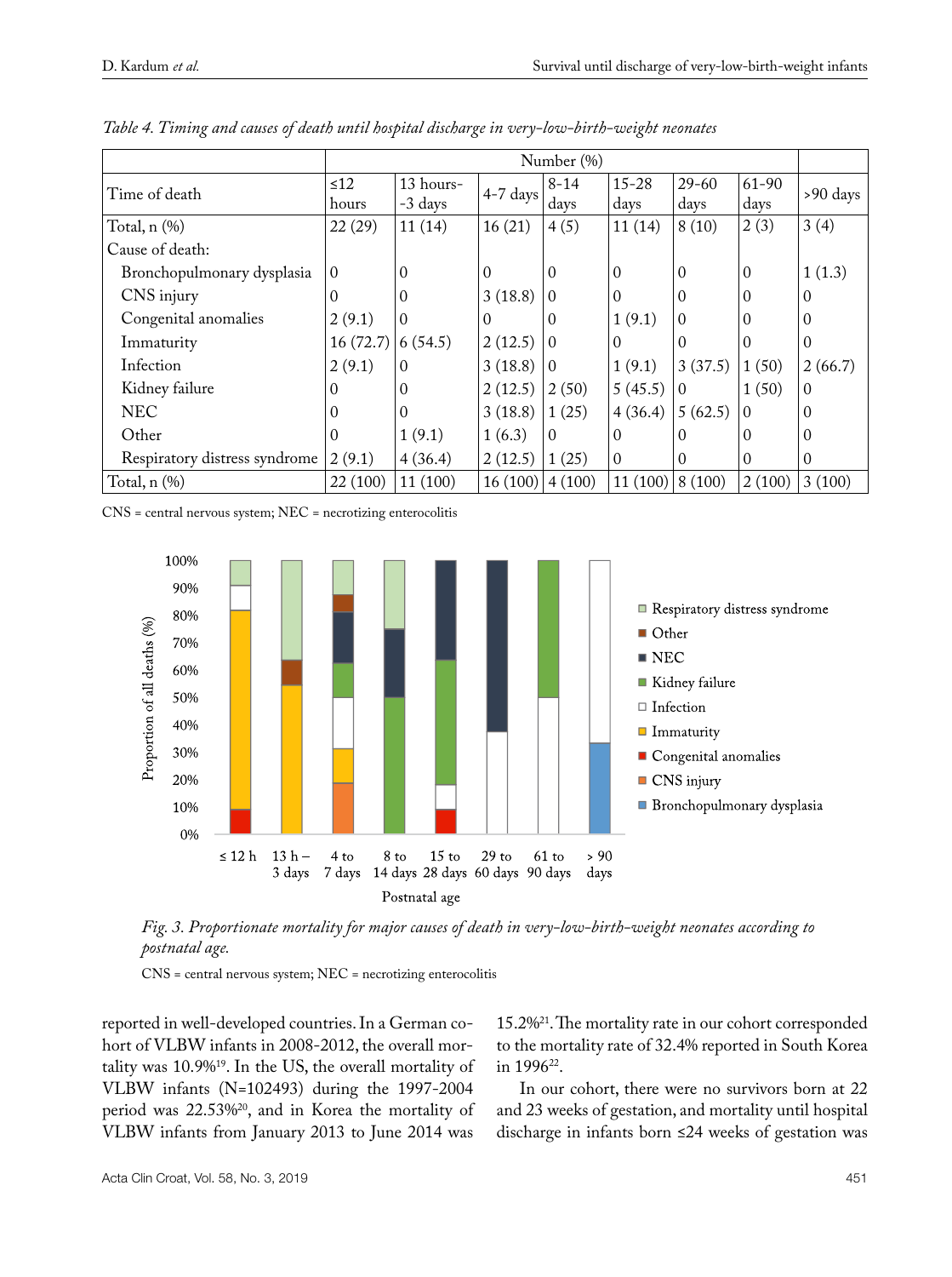*Table 4. Timing and causes of death until hospital discharge in very-low-birth-weight neonates*

| | Number (%) | | | | | | | |
|---|---|---|---|---|---|---|---|---|
| Time of death | ≤12 hours | 13 hours-3 days | 4-7 days | 8-14 days | 15-28 days | 29-60 days | 61-90 days | >90 days |
| Total, n (%) | 22 (29) | 11 (14) | 16 (21) | 4 (5) | 11 (14) | 8 (10) | 2 (3) | 3 (4) |
| Cause of death: | | | | | | | | |
| Bronchopulmonary dysplasia | 0 | 0 | 0 | 0 | 0 | 0 | 0 | 1 (1.3) |
| CNS injury | 0 | 0 | 3 (18.8) | 0 | 0 | 0 | 0 | 0 |
| Congenital anomalies | 2 (9.1) | 0 | 0 | 0 | 1 (9.1) | 0 | 0 | 0 |
| Immaturity | 16 (72.7) | 6 (54.5) | 2 (12.5) | 0 | 0 | 0 | 0 | 0 |
| Infection | 2 (9.1) | 0 | 3 (18.8) | 0 | 1 (9.1) | 3 (37.5) | 1 (50) | 2 (66.7) |
| Kidney failure | 0 | 0 | 2 (12.5) | 2 (50) | 5 (45.5) | 0 | 1 (50) | 0 |
| NEC | 0 | 0 | 3 (18.8) | 1 (25) | 4 (36.4) | 5 (62.5) | 0 | 0 |
| Other | 0 | 1 (9.1) | 1 (6.3) | 0 | 0 | 0 | 0 | 0 |
| Respiratory distress syndrome | 2 (9.1) | 4 (36.4) | 2 (12.5) | 1 (25) | 0 | 0 | 0 | 0 |
| Total, n (%) | 22 (100) | 11 (100) | 16 (100) | 4 (100) | 11 (100) | 8 (100) | 2 (100) | 3 (100) |

CNS = central nervous system; NEC = necrotizing enterocolitis

100%
90%
80%
70%
60%
50%
40%
30%
20%
10%
0%
Proportion of all deaths (%)
≤ 12 h
13 h – 3 days
4 to 7 days
8 to 14 days
15 to 28 days
29 to 60 days
61 to 90 days
> 90 days
Postnatal age
Respiratory distress syndrome
Other
NEC
Kidney failure
Infection
Immaturity
Congenital anomalies
CNS injury
Bronchopulmonary dysplasia

*Fig. 3. Proportionate mortality for major causes of death in very-low-birth-weight neonates according to postnatal age.*

CNS = central nervous system; NEC = necrotizing enterocolitis

reported in well-developed countries. In a German cohort of VLBW infants in 2008-2012, the overall mortality was 10.9%[19]. In the US, the overall mortality of VLBW infants (N=102493) during the 1997-2004 period was 22.53%[20], and in Korea the mortality of VLBW infants from January 2013 to June 2014 was 15.2%[21]. The mortality rate in our cohort corresponded to the mortality rate of 32.4% reported in South Korea in 1996[22].

In our cohort, there were no survivors born at 22 and 23 weeks of gestation, and mortality until hospital discharge in infants born ≤24 weeks of gestation was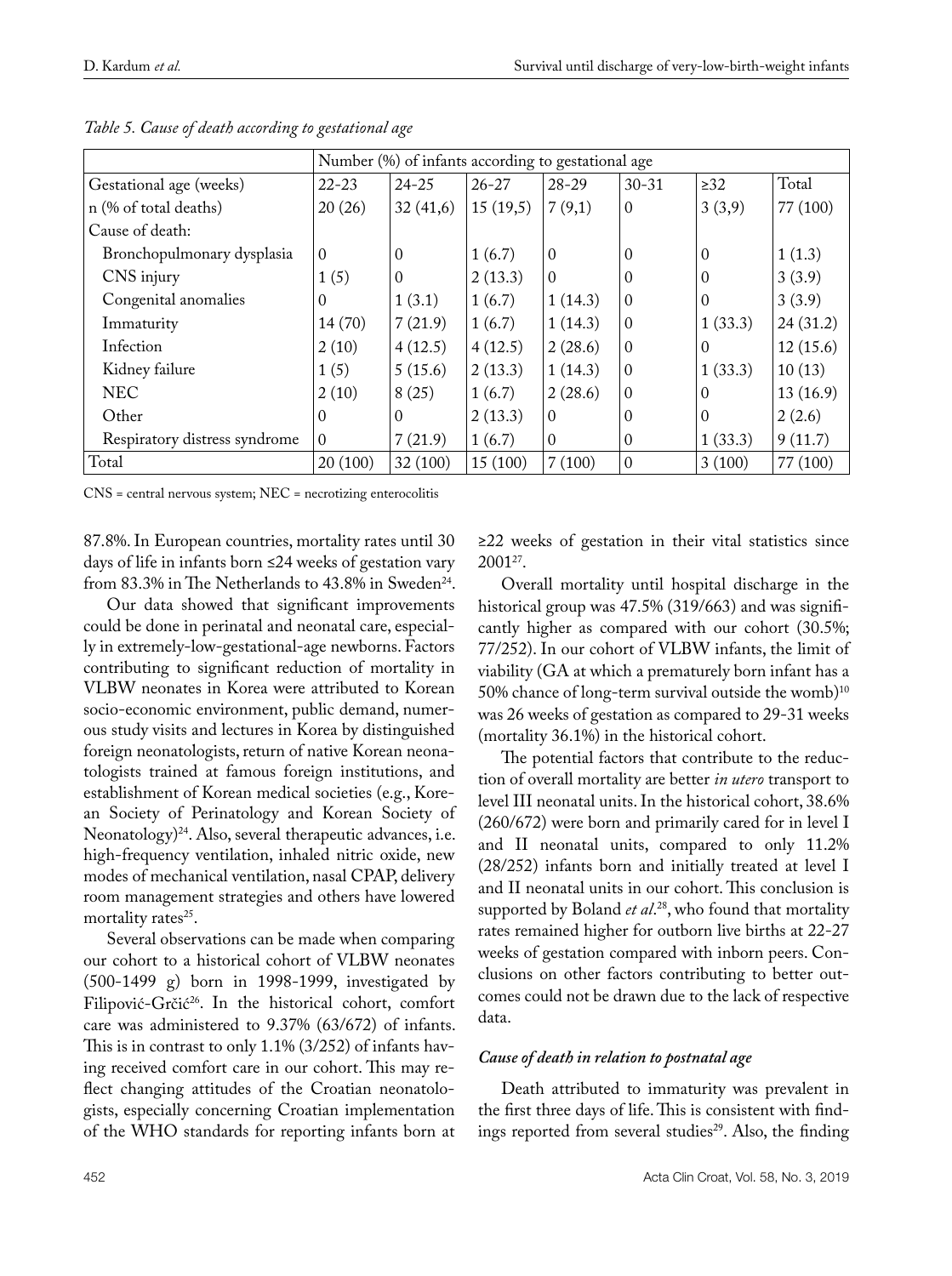*Table 5. Cause of death according to gestational age*

| | Number (%) of infants according to gestational age | | | | | | |
|---|---|---|---|---|---|---|---|
| Gestational age (weeks) | 22-23 | 24-25 | 26-27 | 28-29 | 30-31 | ≥32 | Total |
| n (% of total deaths) | 20 (26) | 32 (41,6) | 15 (19,5) | 7 (9,1) | 0 | 3 (3,9) | 77 (100) |
| Cause of death: | | | | | | | |
| Bronchopulmonary dysplasia | 0 | 0 | 1 (6.7) | 0 | 0 | 0 | 1 (1.3) |
| CNS injury | 1 (5) | 0 | 2 (13.3) | 0 | 0 | 0 | 3 (3.9) |
| Congenital anomalies | 0 | 1 (3.1) | 1 (6.7) | 1 (14.3) | 0 | 0 | 3 (3.9) |
| Immaturity | 14 (70) | 7 (21.9) | 1 (6.7) | 1 (14.3) | 0 | 1 (33.3) | 24 (31.2) |
| Infection | 2 (10) | 4 (12.5) | 4 (12.5) | 2 (28.6) | 0 | 0 | 12 (15.6) |
| Kidney failure | 1 (5) | 5 (15.6) | 2 (13.3) | 1 (14.3) | 0 | 1 (33.3) | 10 (13) |
| NEC | 2 (10) | 8 (25) | 1 (6.7) | 2 (28.6) | 0 | 0 | 13 (16.9) |
| Other | 0 | 0 | 2 (13.3) | 0 | 0 | 0 | 2 (2.6) |
| Respiratory distress syndrome | 0 | 7 (21.9) | 1 (6.7) | 0 | 0 | 1 (33.3) | 9 (11.7) |
| Total | 20 (100) | 32 (100) | 15 (100) | 7 (100) | 0 | 3 (100) | 77 (100) |

CNS = central nervous system; NEC = necrotizing enterocolitis

87.8%. In European countries, mortality rates until 30 days of life in infants born ≤24 weeks of gestation vary from 83.3% in The Netherlands to 43.8% in Sweden[24].

Our data showed that significant improvements could be done in perinatal and neonatal care, especially in extremely-low-gestational-age newborns. Factors contributing to significant reduction of mortality in VLBW neonates in Korea were attributed to Korean socio-economic environment, public demand, numerous study visits and lectures in Korea by distinguished foreign neonatologists, return of native Korean neonatologists trained at famous foreign institutions, and establishment of Korean medical societies (e.g., Korean Society of Perinatology and Korean Society of Neonatology)[24]. Also, several therapeutic advances, i.e. high-frequency ventilation, inhaled nitric oxide, new modes of mechanical ventilation, nasal CPAP, delivery room management strategies and others have lowered mortality rates[25].

Several observations can be made when comparing our cohort to a historical cohort of VLBW neonates (500-1499 g) born in 1998-1999, investigated by Filipović-Grčić[26]. In the historical cohort, comfort care was administered to 9.37% (63/672) of infants. This is in contrast to only 1.1% (3/252) of infants having received comfort care in our cohort. This may reflect changing attitudes of the Croatian neonatologists, especially concerning Croatian implementation of the WHO standards for reporting infants born at ≥22 weeks of gestation in their vital statistics since 2001[27].

Overall mortality until hospital discharge in the historical group was 47.5% (319/663) and was significantly higher as compared with our cohort (30.5%; 77/252). In our cohort of VLBW infants, the limit of viability (GA at which a prematurely born infant has a 50% chance of long-term survival outside the womb)[10] was 26 weeks of gestation as compared to 29-31 weeks (mortality 36.1%) in the historical cohort.

The potential factors that contribute to the reduction of overall mortality are better *in utero* transport to level III neonatal units. In the historical cohort, 38.6% (260/672) were born and primarily cared for in level I and II neonatal units, compared to only 11.2% (28/252) infants born and initially treated at level I and II neonatal units in our cohort. This conclusion is supported by Boland *et al.*[28], who found that mortality rates remained higher for outborn live births at 22-27 weeks of gestation compared with inborn peers. Conclusions on other factors contributing to better outcomes could not be drawn due to the lack of respective data.

### *Cause of death in relation to postnatal age*

Death attributed to immaturity was prevalent in the first three days of life. This is consistent with findings reported from several studies[29]. Also, the finding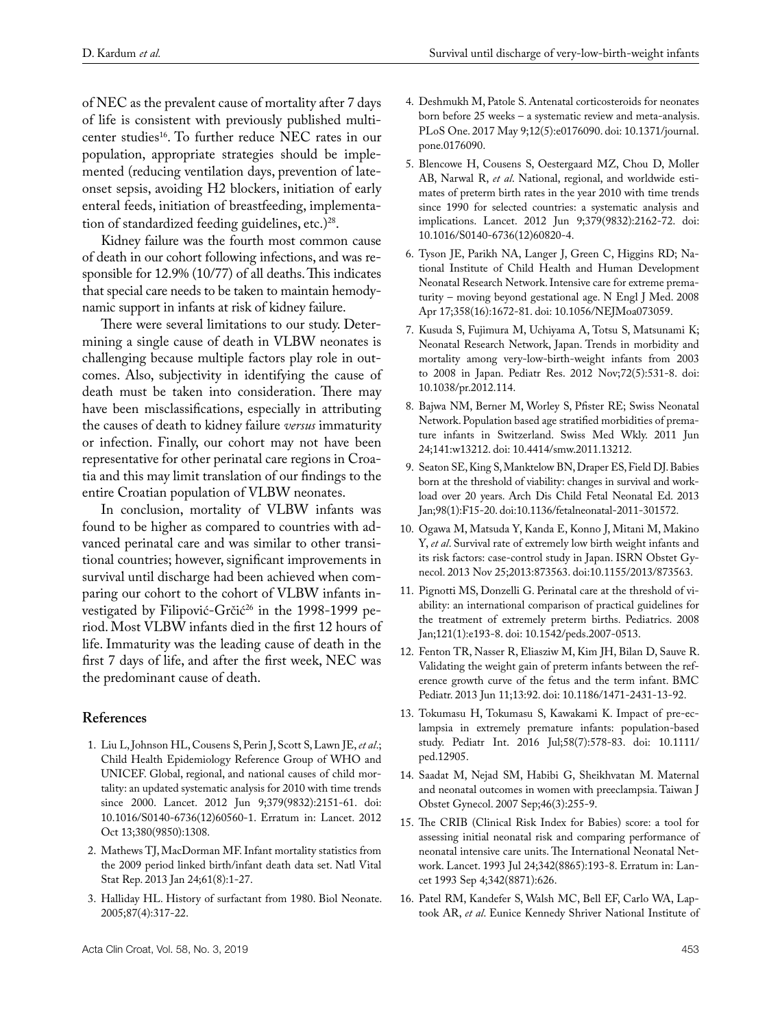of NEC as the prevalent cause of mortality after 7 days of life is consistent with previously published multicenter studies[16]. To further reduce NEC rates in our population, appropriate strategies should be implemented (reducing ventilation days, prevention of late-onset sepsis, avoiding H2 blockers, initiation of early enteral feeds, initiation of breastfeeding, implementation of standardized feeding guidelines, etc.)[28].

Kidney failure was the fourth most common cause of death in our cohort following infections, and was responsible for 12.9% (10/77) of all deaths. This indicates that special care needs to be taken to maintain hemodynamic support in infants at risk of kidney failure.

There were several limitations to our study. Determining a single cause of death in VLBW neonates is challenging because multiple factors play role in outcomes. Also, subjectivity in identifying the cause of death must be taken into consideration. There may have been misclassifications, especially in attributing the causes of death to kidney failure *versus* immaturity or infection. Finally, our cohort may not have been representative for other perinatal care regions in Croatia and this may limit translation of our findings to the entire Croatian population of VLBW neonates.

In conclusion, mortality of VLBW infants was found to be higher as compared to countries with advanced perinatal care and was similar to other transitional countries; however, significant improvements in survival until discharge had been achieved when comparing our cohort to the cohort of VLBW infants investigated by Filipović-Grčić[26] in the 1998-1999 period. Most VLBW infants died in the first 12 hours of life. Immaturity was the leading cause of death in the first 7 days of life, and after the first week, NEC was the predominant cause of death.

## References

1. Liu L, Johnson HL, Cousens S, Perin J, Scott S, Lawn JE, *et al*.; Child Health Epidemiology Reference Group of WHO and UNICEF. Global, regional, and national causes of child mortality: an updated systematic analysis for 2010 with time trends since 2000. Lancet. 2012 Jun 9;379(9832):2151-61. doi: 10.1016/S0140-6736(12)60560-1. Erratum in: Lancet. 2012 Oct 13;380(9850):1308.
2. Mathews TJ, MacDorman MF. Infant mortality statistics from the 2009 period linked birth/infant death data set. Natl Vital Stat Rep. 2013 Jan 24;61(8):1-27.
3. Halliday HL. History of surfactant from 1980. Biol Neonate. 2005;87(4):317-22.
4. Deshmukh M, Patole S. Antenatal corticosteroids for neonates born before 25 weeks – a systematic review and meta-analysis. PLoS One. 2017 May 9;12(5):e0176090. doi: 10.1371/journal.pone.0176090.
5. Blencowe H, Cousens S, Oestergaard MZ, Chou D, Moller AB, Narwal R, *et al*. National, regional, and worldwide estimates of preterm birth rates in the year 2010 with time trends since 1990 for selected countries: a systematic analysis and implications. Lancet. 2012 Jun 9;379(9832):2162-72. doi: 10.1016/S0140-6736(12)60820-4.
6. Tyson JE, Parikh NA, Langer J, Green C, Higgins RD; National Institute of Child Health and Human Development Neonatal Research Network. Intensive care for extreme prematurity – moving beyond gestational age. N Engl J Med. 2008 Apr 17;358(16):1672-81. doi: 10.1056/NEJMoa073059.
7. Kusuda S, Fujimura M, Uchiyama A, Totsu S, Matsunami K; Neonatal Research Network, Japan. Trends in morbidity and mortality among very-low-birth-weight infants from 2003 to 2008 in Japan. Pediatr Res. 2012 Nov;72(5):531-8. doi: 10.1038/pr.2012.114.
8. Bajwa NM, Berner M, Worley S, Pfister RE; Swiss Neonatal Network. Population based age stratified morbidities of premature infants in Switzerland. Swiss Med Wkly. 2011 Jun 24;141:w13212. doi: 10.4414/smw.2011.13212.
9. Seaton SE, King S, Manktelow BN, Draper ES, Field DJ. Babies born at the threshold of viability: changes in survival and workload over 20 years. Arch Dis Child Fetal Neonatal Ed. 2013 Jan;98(1):F15-20. doi:10.1136/fetalneonatal-2011-301572.
10. Ogawa M, Matsuda Y, Kanda E, Konno J, Mitani M, Makino Y, *et al*. Survival rate of extremely low birth weight infants and its risk factors: case-control study in Japan. ISRN Obstet Gynecol. 2013 Nov 25;2013:873563. doi:10.1155/2013/873563.
11. Pignotti MS, Donzelli G. Perinatal care at the threshold of viability: an international comparison of practical guidelines for the treatment of extremely preterm births. Pediatrics. 2008 Jan;121(1):e193-8. doi: 10.1542/peds.2007-0513.
12. Fenton TR, Nasser R, Eliasziw M, Kim JH, Bilan D, Sauve R. Validating the weight gain of preterm infants between the reference growth curve of the fetus and the term infant. BMC Pediatr. 2013 Jun 11;13:92. doi: 10.1186/1471-2431-13-92.
13. Tokumasu H, Tokumasu S, Kawakami K. Impact of pre-eclampsia in extremely premature infants: population-based study. Pediatr Int. 2016 Jul;58(7):578-83. doi: 10.1111/ped.12905.
14. Saadat M, Nejad SM, Habibi G, Sheikhvatan M. Maternal and neonatal outcomes in women with preeclampsia. Taiwan J Obstet Gynecol. 2007 Sep;46(3):255-9.
15. The CRIB (Clinical Risk Index for Babies) score: a tool for assessing initial neonatal risk and comparing performance of neonatal intensive care units. The International Neonatal Network. Lancet. 1993 Jul 24;342(8865):193-8. Erratum in: Lancet 1993 Sep 4;342(8871):626.
16. Patel RM, Kandefer S, Walsh MC, Bell EF, Carlo WA, Laptook AR, *et al*. Eunice Kennedy Shriver National Institute of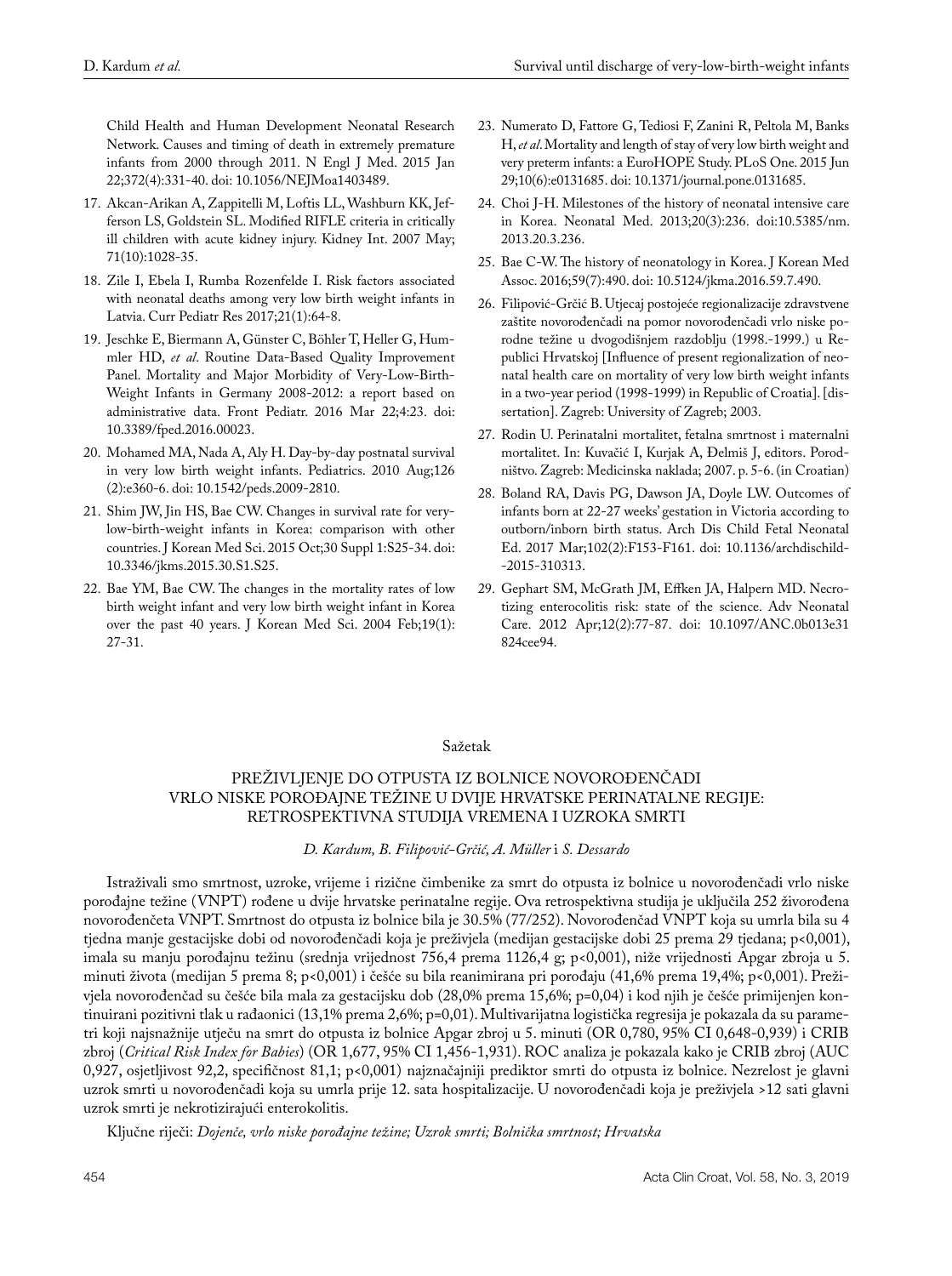Child Health and Human Development Neonatal Research Network. Causes and timing of death in extremely premature infants from 2000 through 2011. N Engl J Med. 2015 Jan 22;372(4):331-40. doi: 10.1056/NEJMoa1403489.

17. Akcan-Arikan A, Zappitelli M, Loftis LL, Washburn KK, Jefferson LS, Goldstein SL. Modified RIFLE criteria in critically ill children with acute kidney injury. Kidney Int. 2007 May; 71(10):1028-35.
18. Zile I, Ebela I, Rumba Rozenfelde I. Risk factors associated with neonatal deaths among very low birth weight infants in Latvia. Curr Pediatr Res 2017;21(1):64-8.
19. Jeschke E, Biermann A, Günster C, Böhler T, Heller G, Hummler HD, *et al*. Routine Data-Based Quality Improvement Panel. Mortality and Major Morbidity of Very-Low-Birth-Weight Infants in Germany 2008-2012: a report based on administrative data. Front Pediatr. 2016 Mar 22;4:23. doi: 10.3389/fped.2016.00023.
20. Mohamed MA, Nada A, Aly H. Day-by-day postnatal survival in very low birth weight infants. Pediatrics. 2010 Aug;126 (2):e360-6. doi: 10.1542/peds.2009-2810.
21. Shim JW, Jin HS, Bae CW. Changes in survival rate for very-low-birth-weight infants in Korea: comparison with other countries. J Korean Med Sci. 2015 Oct;30 Suppl 1:S25-34. doi: 10.3346/jkms.2015.30.S1.S25.
22. Bae YM, Bae CW. The changes in the mortality rates of low birth weight infant and very low birth weight infant in Korea over the past 40 years. J Korean Med Sci. 2004 Feb;19(1): 27-31.
23. Numerato D, Fattore G, Tediosi F, Zanini R, Peltola M, Banks H, *et al*. Mortality and length of stay of very low birth weight and very preterm infants: a EuroHOPE Study. PLoS One. 2015 Jun 29;10(6):e0131685. doi: 10.1371/journal.pone.0131685.
24. Choi J-H. Milestones of the history of neonatal intensive care in Korea. Neonatal Med. 2013;20(3):236. doi:10.5385/nm.2013.20.3.236.
25. Bae C-W. The history of neonatology in Korea. J Korean Med Assoc. 2016;59(7):490. doi: 10.5124/jkma.2016.59.7.490.
26. Filipović-Grčić B. Utjecaj postojeće regionalizacije zdravstvene zaštite novorođenčadi na pomor novorođenčadi vrlo niske porodne težine u dvogodišnjem razdoblju (1998.-1999.) u Republici Hrvatskoj [Influence of present regionalization of neonatal health care on mortality of very low birth weight infants in a two-year period (1998-1999) in Republic of Croatia]. [dissertation]. Zagreb: University of Zagreb; 2003.
27. Rodin U. Perinatalni mortalitet, fetalna smrtnost i maternalni mortalitet. In: Kuvačić I, Kurjak A, Đelmiš J, editors. Porodništvo. Zagreb: Medicinska naklada; 2007. p. 5-6. (in Croatian)
28. Boland RA, Davis PG, Dawson JA, Doyle LW. Outcomes of infants born at 22-27 weeks' gestation in Victoria according to outborn/inborn birth status. Arch Dis Child Fetal Neonatal Ed. 2017 Mar;102(2):F153-F161. doi: 10.1136/archdischild-2015-310313.
29. Gephart SM, McGrath JM, Effken JA, Halpern MD. Necrotizing enterocolitis risk: state of the science. Adv Neonatal Care. 2012 Apr;12(2):77-87. doi: 10.1097/ANC.0b013e31824cee94.

## Sažetak

### PREŽIVLJENJE DO OTPUSTA IZ BOLNICE NOVOROĐENČADI VRLO NISKE POROĐAJNE TEŽINE U DVIJE HRVATSKE PERINATALNE REGIJE: RETROSPEKTIVNA STUDIJA VREMENA I UZROKA SMRTI

*D. Kardum, B. Filipović-Grčić, A. Müller* i *S. Dessardo*

Istraživali smo smrtnost, uzroke, vrijeme i rizične čimbenike za smrt do otpusta iz bolnice u novorođenčadi vrlo niske porođajne težine (VNPT) rođene u dvije hrvatske perinatalne regije. Ova retrospektivna studija je uključila 252 živorođena novorođenčeta VNPT. Smrtnost do otpusta iz bolnice bila je 30.5% (77/252). Novorođenčad VNPT koja su umrla bila su 4 tjedna manje gestacijske dobi od novorođenčadi koja je preživjela (medijan gestacijske dobi 25 prema 29 tjedana; p<0,001), imala su manju porođajnu težinu (srednja vrijednost 756,4 prema 1126,4 g; p<0,001), niže vrijednosti Apgar zbroja u 5. minuti života (medijan 5 prema 8; p<0,001) i češće su bila reanimirana pri porođaju (41,6% prema 19,4%; p<0,001). Preživjela novorođenčad su češće bila mala za gestacijsku dob (28,0% prema 15,6%; p=0,04) i kod njih je češće primijenjen kontinuirani pozitivni tlak u rađaonici (13,1% prema 2,6%; p=0,01). Multivarijatna logistička regresija je pokazala da su parametri koji najsnažnije utječu na smrt do otpusta iz bolnice Apgar zbroj u 5. minuti (OR 0,780, 95% CI 0,648-0,939) i CRIB zbroj (*Critical Risk Index for Babies*) (OR 1,677, 95% CI 1,456-1,931). ROC analiza je pokazala kako je CRIB zbroj (AUC 0,927, osjetljivost 92,2, specifičnost 81,1; p<0,001) najznačajniji prediktor smrti do otpusta iz bolnice. Nezrelost je glavni uzrok smrti u novorođenčadi koja su umrla prije 12. sata hospitalizacije. U novorođenčadi koja je preživjela >12 sati glavni uzrok smrti je nekrotizirajući enterokolitis.

Ključne riječi: *Dojenče, vrlo niske porođajne težine; Uzrok smrti; Bolnička smrtnost; Hrvatska*